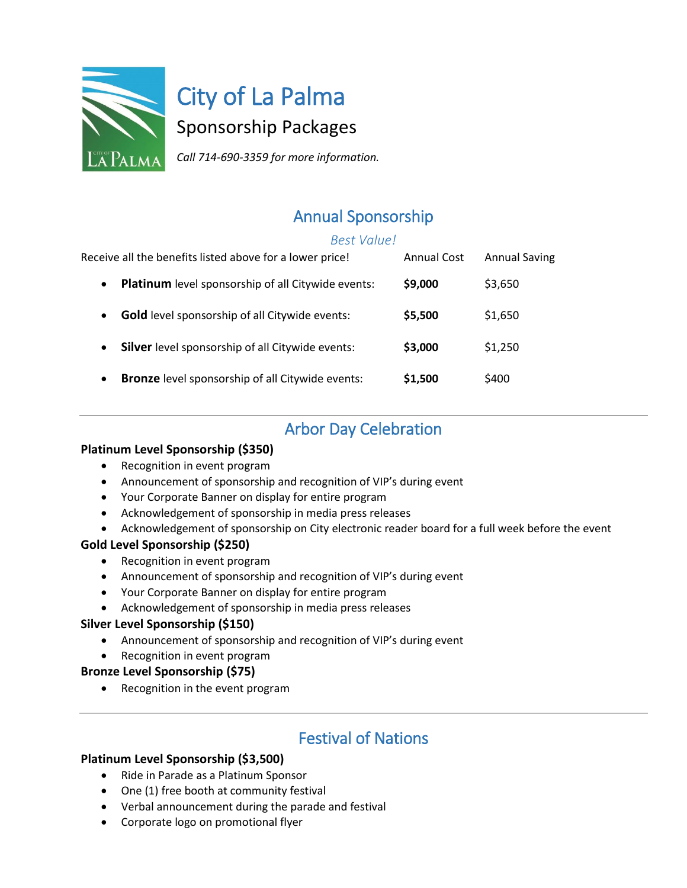# City of La Palma

## Sponsorship Packages

*Call 714-690-3359 for more information.*

## Annual Sponsorship

*Best Value!*

| Receive all the benefits listed above for a lower price! | Annual Cost | Annual Saving |
|---|---|---|
| • **Platinum** level sponsorship of all Citywide events: | **$9,000** | $3,650 |
| • **Gold** level sponsorship of all Citywide events: | **$5,500** | $1,650 |
| • **Silver** level sponsorship of all Citywide events: | **$3,000** | $1,250 |
| • **Bronze** level sponsorship of all Citywide events: | **$1,500** | $400 |

---

## Arbor Day Celebration

**Platinum Level Sponsorship ($350)**

- Recognition in event program
- Announcement of sponsorship and recognition of VIP's during event
- Your Corporate Banner on display for entire program
- Acknowledgement of sponsorship in media press releases
- Acknowledgement of sponsorship on City electronic reader board for a full week before the event

**Gold Level Sponsorship ($250)**

- Recognition in event program
- Announcement of sponsorship and recognition of VIP's during event
- Your Corporate Banner on display for entire program
- Acknowledgement of sponsorship in media press releases

**Silver Level Sponsorship ($150)**

- Announcement of sponsorship and recognition of VIP's during event
- Recognition in event program

**Bronze Level Sponsorship ($75)**

- Recognition in the event program

---

## Festival of Nations

**Platinum Level Sponsorship ($3,500)**

- Ride in Parade as a Platinum Sponsor
- One (1) free booth at community festival
- Verbal announcement during the parade and festival
- Corporate logo on promotional flyer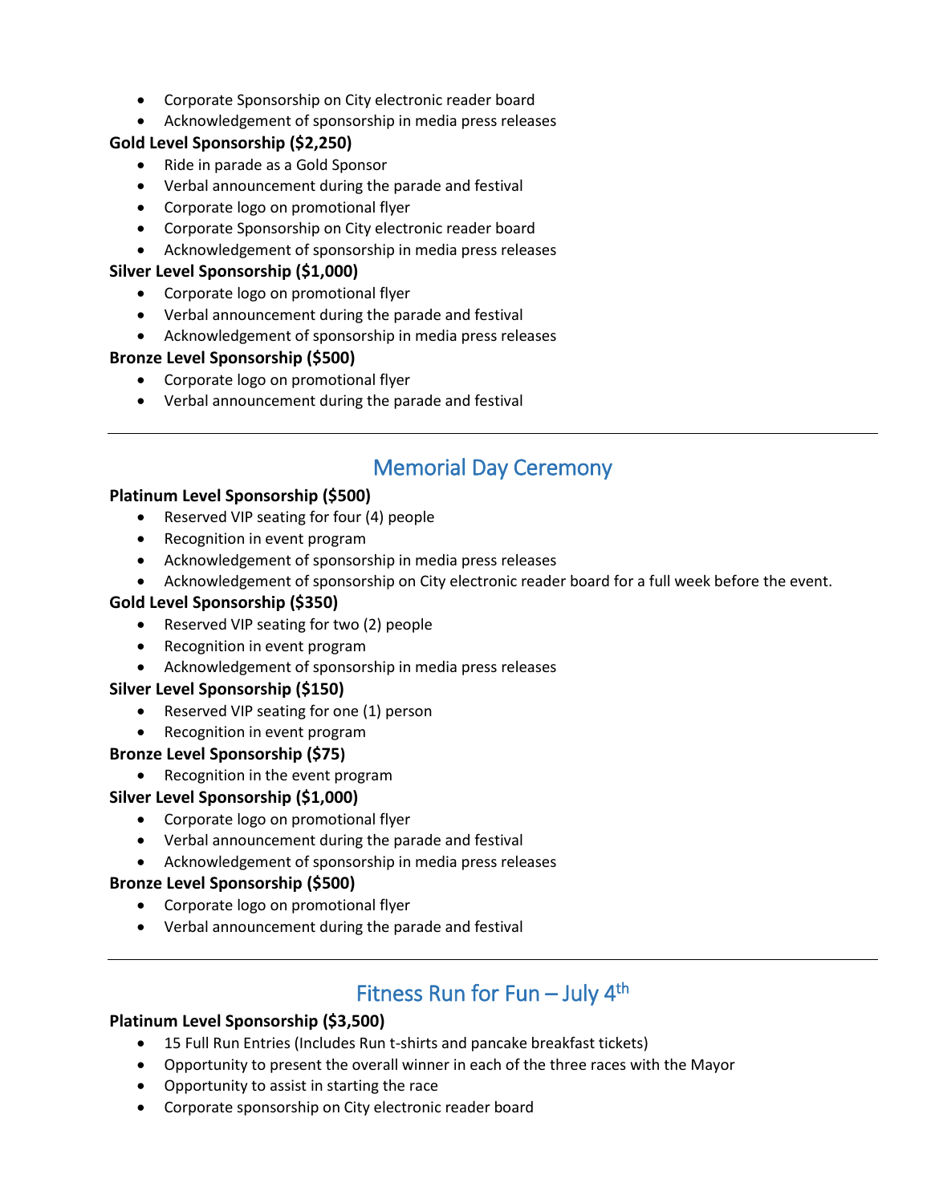- Corporate Sponsorship on City electronic reader board
- Acknowledgement of sponsorship in media press releases

**Gold Level Sponsorship ($2,250)**

- Ride in parade as a Gold Sponsor
- Verbal announcement during the parade and festival
- Corporate logo on promotional flyer
- Corporate Sponsorship on City electronic reader board
- Acknowledgement of sponsorship in media press releases

**Silver Level Sponsorship ($1,000)**

- Corporate logo on promotional flyer
- Verbal announcement during the parade and festival
- Acknowledgement of sponsorship in media press releases

**Bronze Level Sponsorship ($500)**

- Corporate logo on promotional flyer
- Verbal announcement during the parade and festival

---

## Memorial Day Ceremony

**Platinum Level Sponsorship ($500)**

- Reserved VIP seating for four (4) people
- Recognition in event program
- Acknowledgement of sponsorship in media press releases
- Acknowledgement of sponsorship on City electronic reader board for a full week before the event.

**Gold Level Sponsorship ($350)**

- Reserved VIP seating for two (2) people
- Recognition in event program
- Acknowledgement of sponsorship in media press releases

**Silver Level Sponsorship ($150)**

- Reserved VIP seating for one (1) person
- Recognition in event program

**Bronze Level Sponsorship ($75)**

- Recognition in the event program

**Silver Level Sponsorship ($1,000)**

- Corporate logo on promotional flyer
- Verbal announcement during the parade and festival
- Acknowledgement of sponsorship in media press releases

**Bronze Level Sponsorship ($500)**

- Corporate logo on promotional flyer
- Verbal announcement during the parade and festival

---

## Fitness Run for Fun – July 4th

**Platinum Level Sponsorship ($3,500)**

- 15 Full Run Entries (Includes Run t-shirts and pancake breakfast tickets)
- Opportunity to present the overall winner in each of the three races with the Mayor
- Opportunity to assist in starting the race
- Corporate sponsorship on City electronic reader board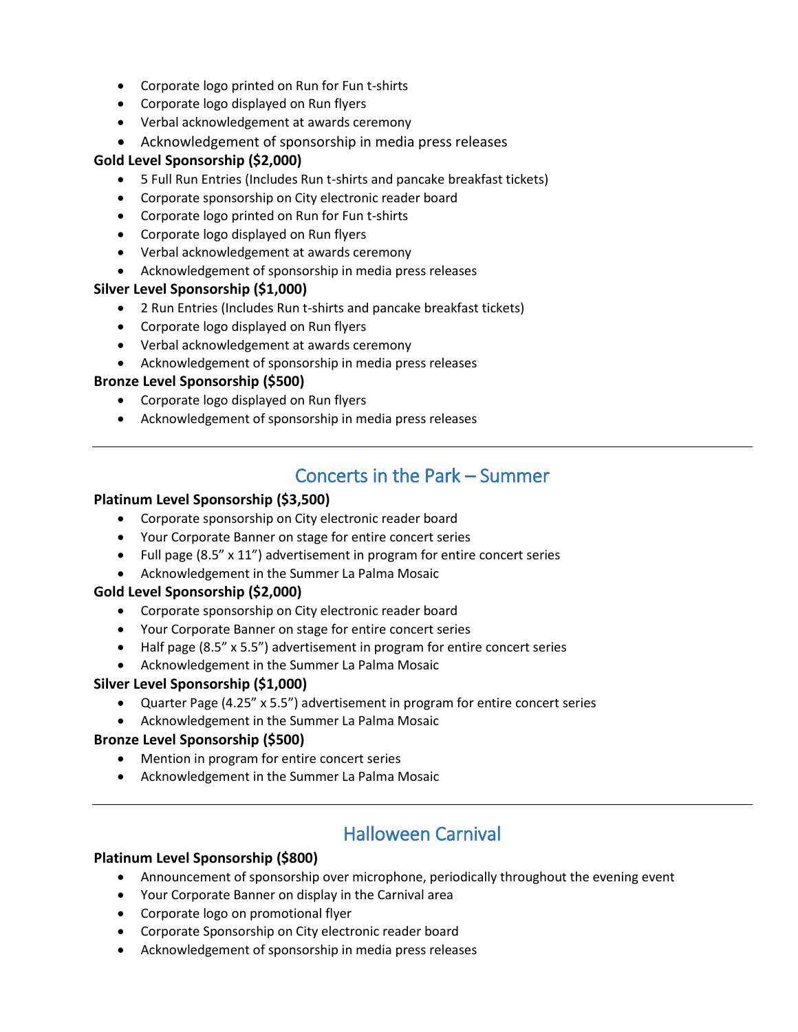- Corporate logo printed on Run for Fun t-shirts
- Corporate logo displayed on Run flyers
- Verbal acknowledgement at awards ceremony
- Acknowledgement of sponsorship in media press releases

**Gold Level Sponsorship ($2,000)**

- 5 Full Run Entries (Includes Run t-shirts and pancake breakfast tickets)
- Corporate sponsorship on City electronic reader board
- Corporate logo printed on Run for Fun t-shirts
- Corporate logo displayed on Run flyers
- Verbal acknowledgement at awards ceremony
- Acknowledgement of sponsorship in media press releases

**Silver Level Sponsorship ($1,000)**

- 2 Run Entries (Includes Run t-shirts and pancake breakfast tickets)
- Corporate logo displayed on Run flyers
- Verbal acknowledgement at awards ceremony
- Acknowledgement of sponsorship in media press releases

**Bronze Level Sponsorship ($500)**

- Corporate logo displayed on Run flyers
- Acknowledgement of sponsorship in media press releases

---

## Concerts in the Park – Summer

**Platinum Level Sponsorship ($3,500)**

- Corporate sponsorship on City electronic reader board
- Your Corporate Banner on stage for entire concert series
- Full page (8.5” x 11”) advertisement in program for entire concert series
- Acknowledgement in the Summer La Palma Mosaic

**Gold Level Sponsorship ($2,000)**

- Corporate sponsorship on City electronic reader board
- Your Corporate Banner on stage for entire concert series
- Half page (8.5” x 5.5”) advertisement in program for entire concert series
- Acknowledgement in the Summer La Palma Mosaic

**Silver Level Sponsorship ($1,000)**

- Quarter Page (4.25” x 5.5”) advertisement in program for entire concert series
- Acknowledgement in the Summer La Palma Mosaic

**Bronze Level Sponsorship ($500)**

- Mention in program for entire concert series
- Acknowledgement in the Summer La Palma Mosaic

---

## Halloween Carnival

**Platinum Level Sponsorship ($800)**

- Announcement of sponsorship over microphone, periodically throughout the evening event
- Your Corporate Banner on display in the Carnival area
- Corporate logo on promotional flyer
- Corporate Sponsorship on City electronic reader board
- Acknowledgement of sponsorship in media press releases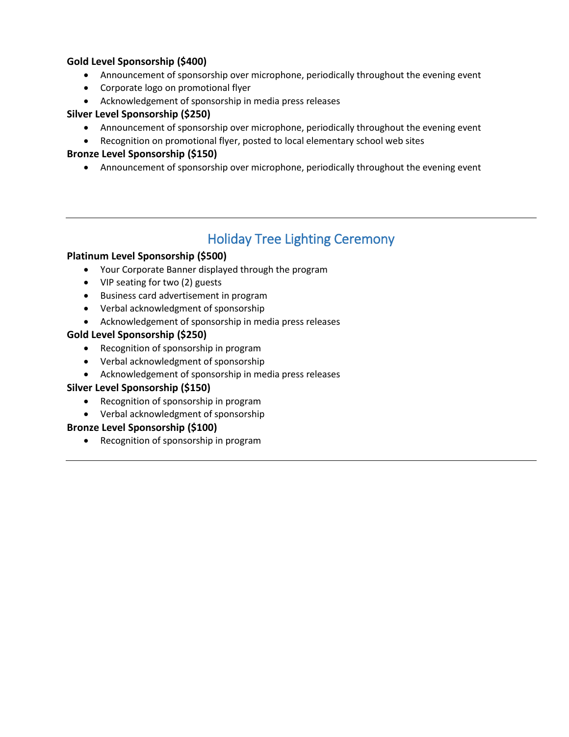**Gold Level Sponsorship ($400)**

- Announcement of sponsorship over microphone, periodically throughout the evening event
- Corporate logo on promotional flyer
- Acknowledgement of sponsorship in media press releases

**Silver Level Sponsorship ($250)**

- Announcement of sponsorship over microphone, periodically throughout the evening event
- Recognition on promotional flyer, posted to local elementary school web sites

**Bronze Level Sponsorship ($150)**

- Announcement of sponsorship over microphone, periodically throughout the evening event

---

## Holiday Tree Lighting Ceremony

**Platinum Level Sponsorship ($500)**

- Your Corporate Banner displayed through the program
- VIP seating for two (2) guests
- Business card advertisement in program
- Verbal acknowledgment of sponsorship
- Acknowledgement of sponsorship in media press releases

**Gold Level Sponsorship ($250)**

- Recognition of sponsorship in program
- Verbal acknowledgment of sponsorship
- Acknowledgement of sponsorship in media press releases

**Silver Level Sponsorship ($150)**

- Recognition of sponsorship in program
- Verbal acknowledgment of sponsorship

**Bronze Level Sponsorship ($100)**

- Recognition of sponsorship in program

---